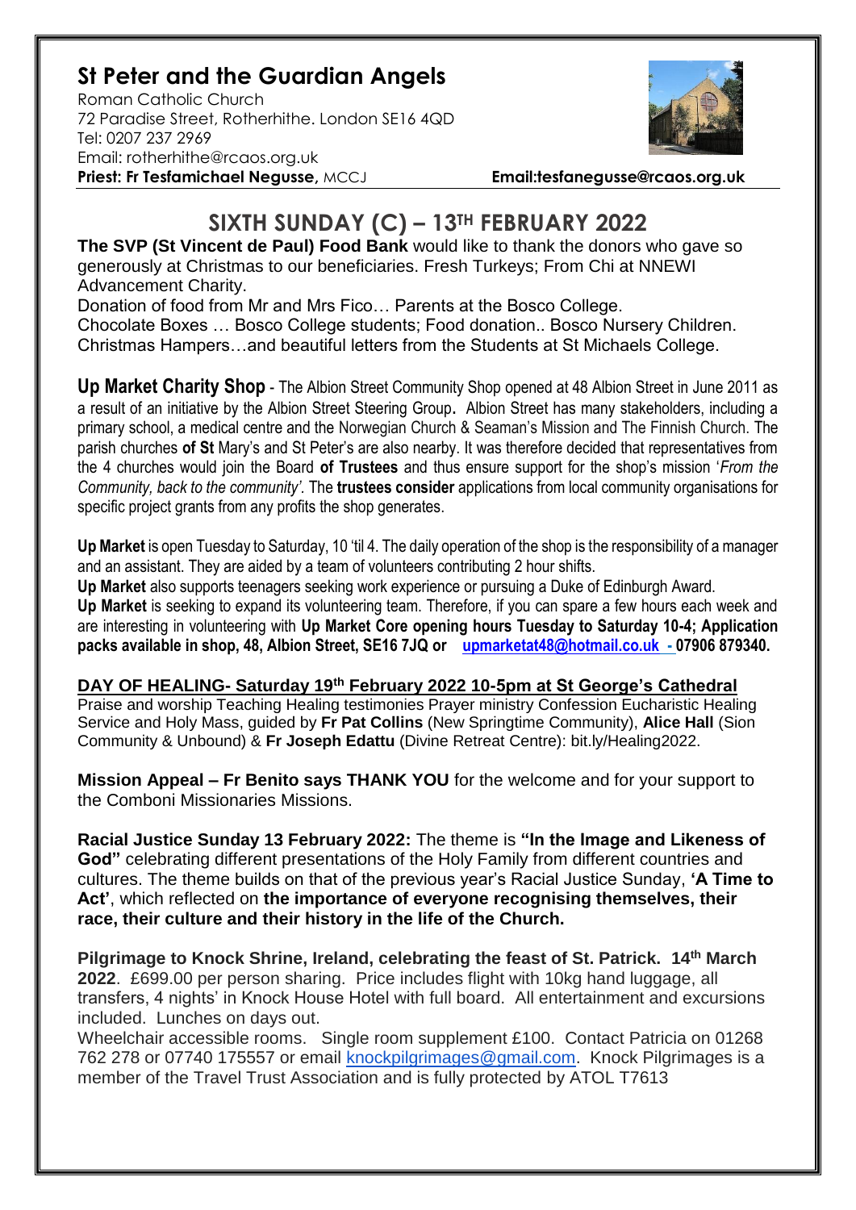# St Peter and the Guardian Angels

Roman Catholic Church
72 Paradise Street, Rotherhithe. London SE16 4QD
Tel: 0207 237 2969
Email: rotherhithe@rcaos.org.uk
**Priest: Fr Tesfamichael Negusse,** MCCJ **Email:tesfanegusse@rcaos.org.uk**

## SIXTH SUNDAY (C) – 13TH FEBRUARY 2022

**The SVP (St Vincent de Paul) Food Bank** would like to thank the donors who gave so generously at Christmas to our beneficiaries. Fresh Turkeys; From Chi at NNEWI Advancement Charity.
Donation of food from Mr and Mrs Fico… Parents at the Bosco College.
Chocolate Boxes … Bosco College students; Food donation.. Bosco Nursery Children.
Christmas Hampers…and beautiful letters from the Students at St Michaels College.

**Up Market Charity Shop** - The Albion Street Community Shop opened at 48 Albion Street in June 2011 as a result of an initiative by the Albion Street Steering Group**.** Albion Street has many stakeholders, including a primary school, a medical centre and the Norwegian Church & Seaman's Mission and The Finnish Church. The parish churches **of St** Mary's and St Peter's are also nearby. It was therefore decided that representatives from the 4 churches would join the Board **of Trustees** and thus ensure support for the shop's mission '*From the Community, back to the community'.* The **trustees consider** applications from local community organisations for specific project grants from any profits the shop generates.

**Up Market** is open Tuesday to Saturday, 10 'til 4. The daily operation of the shop is the responsibility of a manager and an assistant. They are aided by a team of volunteers contributing 2 hour shifts.
**Up Market** also supports teenagers seeking work experience or pursuing a Duke of Edinburgh Award.
**Up Market** is seeking to expand its volunteering team. Therefore, if you can spare a few hours each week and are interesting in volunteering with **Up Market Core opening hours Tuesday to Saturday 10-4; Application packs available in shop, 48, Albion Street, SE16 7JQ or upmarketat48@hotmail.co.uk - 07906 879340.**

**DAY OF HEALING- Saturday 19th February 2022 10-5pm at St George's Cathedral**
Praise and worship Teaching Healing testimonies Prayer ministry Confession Eucharistic Healing Service and Holy Mass, guided by **Fr Pat Collins** (New Springtime Community), **Alice Hall** (Sion Community & Unbound) & **Fr Joseph Edattu** (Divine Retreat Centre): bit.ly/Healing2022.

**Mission Appeal – Fr Benito says THANK YOU** for the welcome and for your support to the Comboni Missionaries Missions.

**Racial Justice Sunday 13 February 2022:** The theme is **"In the Image and Likeness of God"** celebrating different presentations of the Holy Family from different countries and cultures. The theme builds on that of the previous year's Racial Justice Sunday, **'A Time to Act'**, which reflected on **the importance of everyone recognising themselves, their race, their culture and their history in the life of the Church.**

**Pilgrimage to Knock Shrine, Ireland, celebrating the feast of St. Patrick. 14th March 2022**. £699.00 per person sharing. Price includes flight with 10kg hand luggage, all transfers, 4 nights' in Knock House Hotel with full board. All entertainment and excursions included. Lunches on days out.
Wheelchair accessible rooms. Single room supplement £100. Contact Patricia on 01268 762 278 or 07740 175557 or email knockpilgrimages@gmail.com. Knock Pilgrimages is a member of the Travel Trust Association and is fully protected by ATOL T7613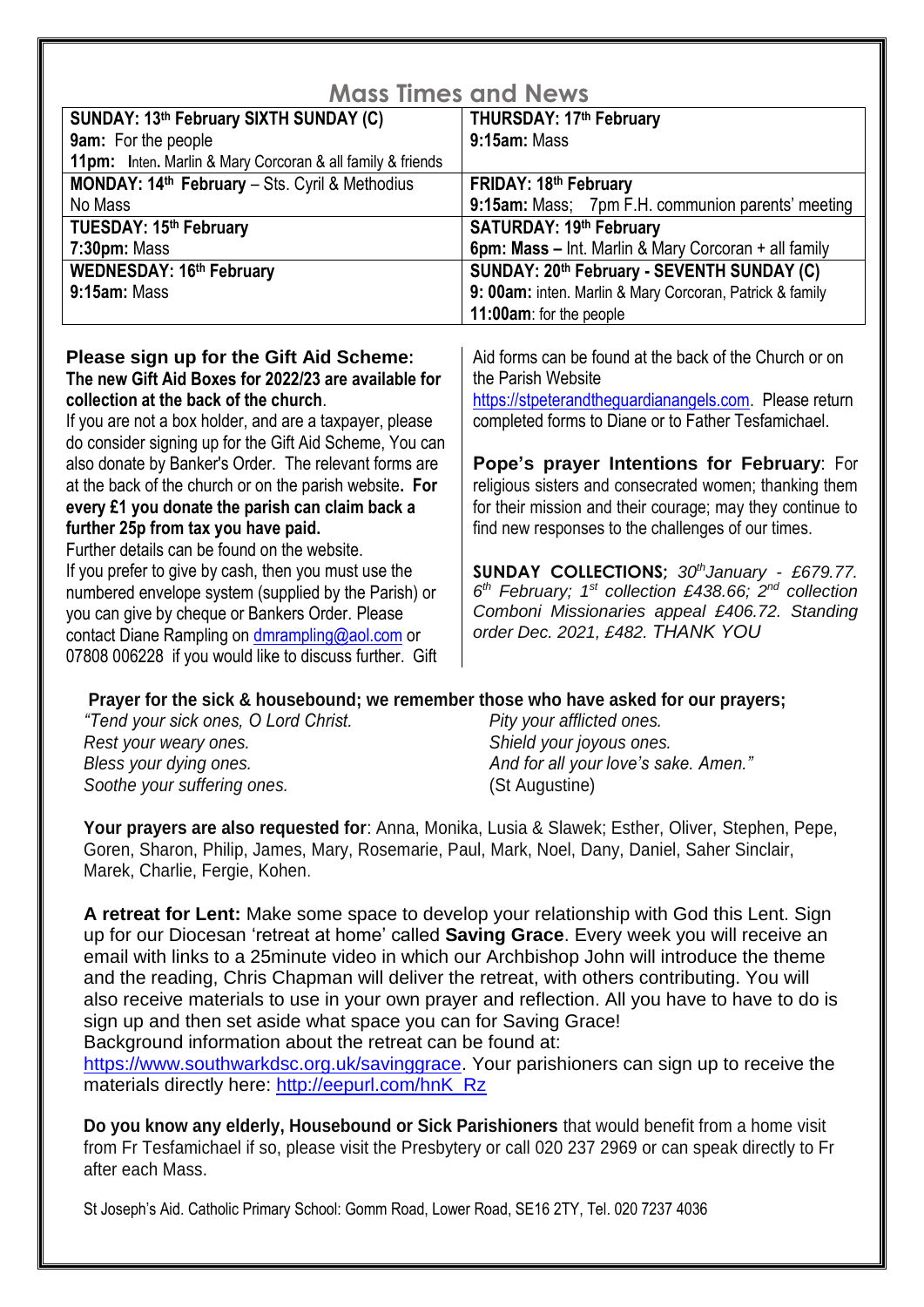# Mass Times and News

| | |
|---|---|
| **SUNDAY: 13th February SIXTH SUNDAY (C)**<br>**9am:** For the people<br>**11pm:** Inten. Marlin & Mary Corcoran & all family & friends | **THURSDAY: 17th February**<br>**9:15am:** Mass |
| **MONDAY: 14th February** – Sts. Cyril & Methodius<br>No Mass | **FRIDAY: 18th February**<br>**9:15am:** Mass; 7pm F.H. communion parents' meeting |
| **TUESDAY: 15th February**<br>**7:30pm:** Mass | **SATURDAY: 19th February**<br>**6pm: Mass –** Int. Marlin & Mary Corcoran + all family |
| **WEDNESDAY: 16th February**<br>**9:15am:** Mass | **SUNDAY: 20th February - SEVENTH SUNDAY (C)**<br>**9: 00am:** inten. Marlin & Mary Corcoran, Patrick & family<br>**11:00am**: for the people |

**Please sign up for the Gift Aid Scheme:**
**The new Gift Aid Boxes for 2022/23 are available for collection at the back of the church**.
If you are not a box holder, and are a taxpayer, please do consider signing up for the Gift Aid Scheme, You can also donate by Banker's Order. The relevant forms are at the back of the church or on the parish website**. For every £1 you donate the parish can claim back a further 25p from tax you have paid.**
Further details can be found on the website.
If you prefer to give by cash, then you must use the numbered envelope system (supplied by the Parish) or you can give by cheque or Bankers Order. Please contact Diane Rampling on dmrampling@aol.com or 07808 006228 if you would like to discuss further. Gift Aid forms can be found at the back of the Church or on the Parish Website https://stpeterandtheguardianangels.com. Please return completed forms to Diane or to Father Tesfamichael.

**Pope's prayer Intentions for February**: For religious sisters and consecrated women; thanking them for their mission and their courage; may they continue to find new responses to the challenges of our times.

**SUNDAY COLLECTIONS;** *30th January - £679.77. 6th February; 1st collection £438.66; 2nd collection Comboni Missionaries appeal £406.72. Standing order Dec. 2021, £482. THANK YOU*

**Prayer for the sick & housebound; we remember those who have asked for our prayers;**

*"Tend your sick ones, O Lord Christ.*
*Rest your weary ones.*
*Bless your dying ones.*
*Soothe your suffering ones.*
*Pity your afflicted ones.*
*Shield your joyous ones.*
*And for all your love's sake. Amen."*
(St Augustine)

**Your prayers are also requested for**: Anna, Monika, Lusia & Slawek; Esther, Oliver, Stephen, Pepe, Goren, Sharon, Philip, James, Mary, Rosemarie, Paul, Mark, Noel, Dany, Daniel, Saher Sinclair, Marek, Charlie, Fergie, Kohen.

**A retreat for Lent:** Make some space to develop your relationship with God this Lent. Sign up for our Diocesan 'retreat at home' called **Saving Grace**. Every week you will receive an email with links to a 25minute video in which our Archbishop John will introduce the theme and the reading, Chris Chapman will deliver the retreat, with others contributing. You will also receive materials to use in your own prayer and reflection. All you have to have to do is sign up and then set aside what space you can for Saving Grace!
Background information about the retreat can be found at: https://www.southwarkdsc.org.uk/savinggrace. Your parishioners can sign up to receive the materials directly here: http://eepurl.com/hnK_Rz

**Do you know any elderly, Housebound or Sick Parishioners** that would benefit from a home visit from Fr Tesfamichael if so, please visit the Presbytery or call 020 237 2969 or can speak directly to Fr after each Mass.

St Joseph's Aid. Catholic Primary School: Gomm Road, Lower Road, SE16 2TY, Tel. 020 7237 4036